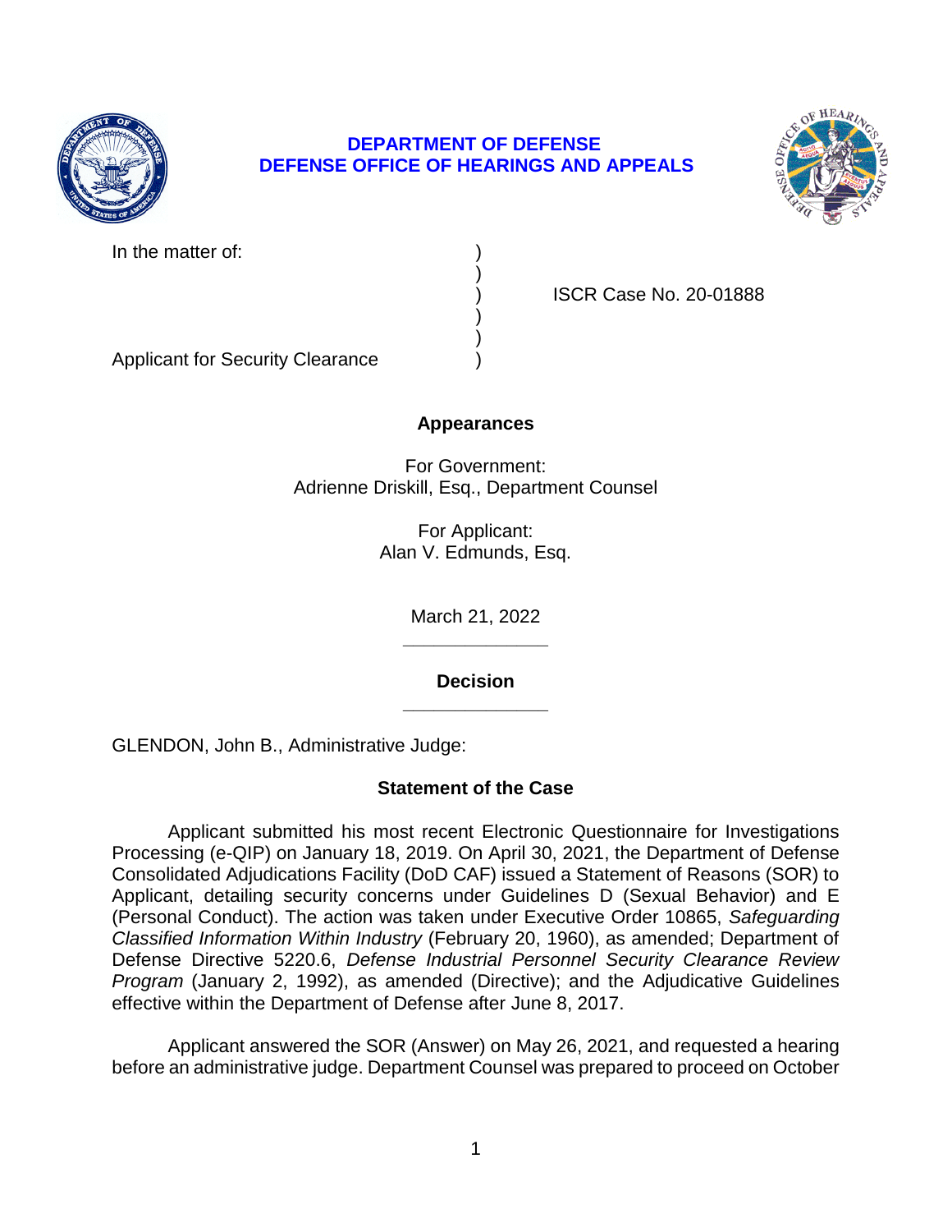**DEPARTMENT OF DEFENSE**
**DEFENSE OFFICE OF HEARINGS AND APPEALS**

In the matter of: )
)
) ISCR Case No. 20-01888
)
)
Applicant for Security Clearance )

## Appearances

For Government:
Adrienne Driskill, Esq., Department Counsel

For Applicant:
Alan V. Edmunds, Esq.

March 21, 2022

______________

## Decision

______________

GLENDON, John B., Administrative Judge:

### Statement of the Case

Applicant submitted his most recent Electronic Questionnaire for Investigations Processing (e-QIP) on January 18, 2019. On April 30, 2021, the Department of Defense Consolidated Adjudications Facility (DoD CAF) issued a Statement of Reasons (SOR) to Applicant, detailing security concerns under Guidelines D (Sexual Behavior) and E (Personal Conduct). The action was taken under Executive Order 10865, *Safeguarding Classified Information Within Industry* (February 20, 1960), as amended; Department of Defense Directive 5220.6, *Defense Industrial Personnel Security Clearance Review Program* (January 2, 1992), as amended (Directive); and the Adjudicative Guidelines effective within the Department of Defense after June 8, 2017.

Applicant answered the SOR (Answer) on May 26, 2021, and requested a hearing before an administrative judge. Department Counsel was prepared to proceed on October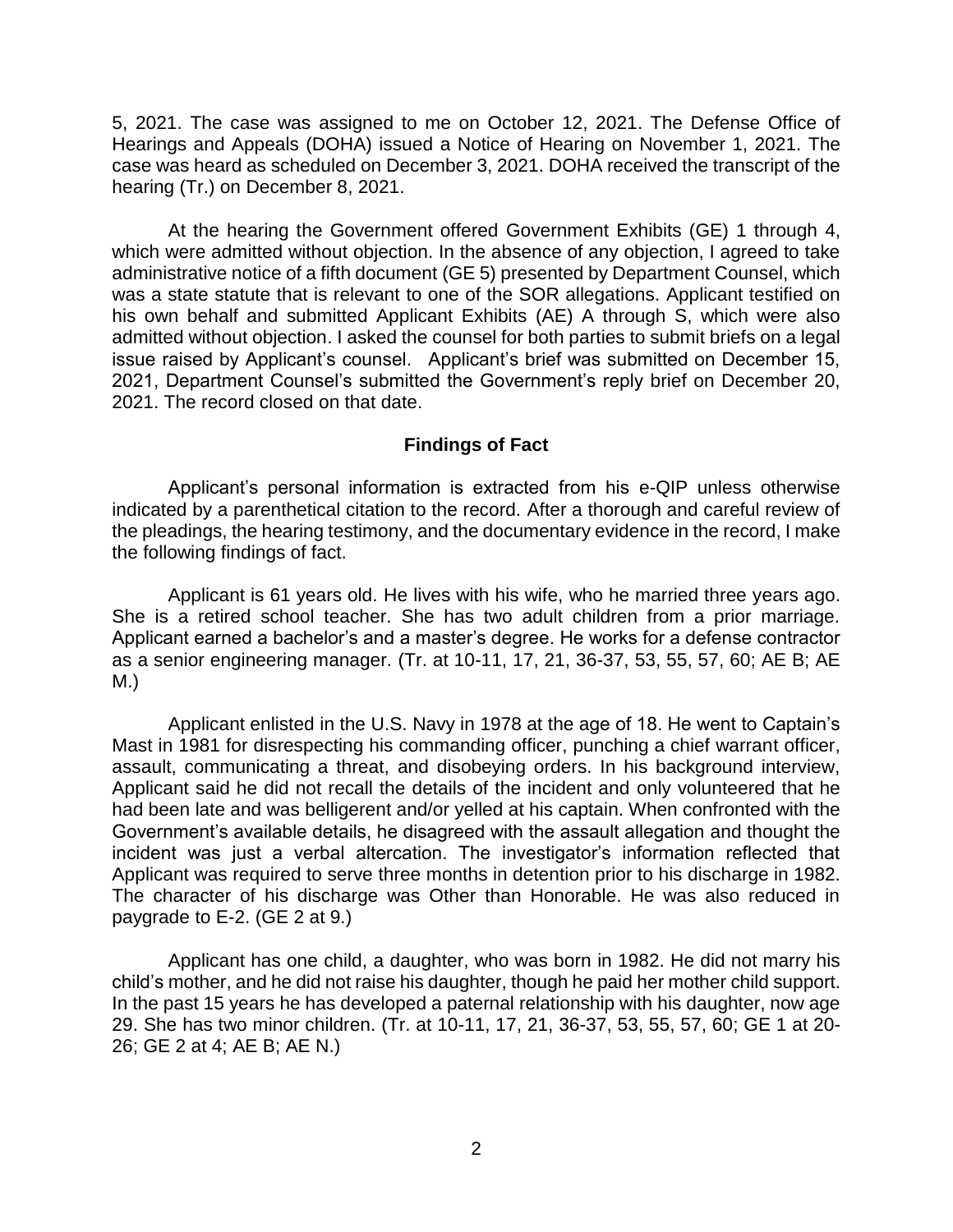5, 2021. The case was assigned to me on October 12, 2021. The Defense Office of Hearings and Appeals (DOHA) issued a Notice of Hearing on November 1, 2021. The case was heard as scheduled on December 3, 2021. DOHA received the transcript of the hearing (Tr.) on December 8, 2021.

At the hearing the Government offered Government Exhibits (GE) 1 through 4, which were admitted without objection. In the absence of any objection, I agreed to take administrative notice of a fifth document (GE 5) presented by Department Counsel, which was a state statute that is relevant to one of the SOR allegations. Applicant testified on his own behalf and submitted Applicant Exhibits (AE) A through S, which were also admitted without objection. I asked the counsel for both parties to submit briefs on a legal issue raised by Applicant's counsel. Applicant's brief was submitted on December 15, 2021, Department Counsel's submitted the Government's reply brief on December 20, 2021. The record closed on that date.

## Findings of Fact

Applicant's personal information is extracted from his e-QIP unless otherwise indicated by a parenthetical citation to the record. After a thorough and careful review of the pleadings, the hearing testimony, and the documentary evidence in the record, I make the following findings of fact.

Applicant is 61 years old. He lives with his wife, who he married three years ago. She is a retired school teacher. She has two adult children from a prior marriage. Applicant earned a bachelor's and a master's degree. He works for a defense contractor as a senior engineering manager. (Tr. at 10-11, 17, 21, 36-37, 53, 55, 57, 60; AE B; AE M.)

Applicant enlisted in the U.S. Navy in 1978 at the age of 18. He went to Captain's Mast in 1981 for disrespecting his commanding officer, punching a chief warrant officer, assault, communicating a threat, and disobeying orders. In his background interview, Applicant said he did not recall the details of the incident and only volunteered that he had been late and was belligerent and/or yelled at his captain. When confronted with the Government's available details, he disagreed with the assault allegation and thought the incident was just a verbal altercation. The investigator's information reflected that Applicant was required to serve three months in detention prior to his discharge in 1982. The character of his discharge was Other than Honorable. He was also reduced in paygrade to E-2. (GE 2 at 9.)

Applicant has one child, a daughter, who was born in 1982. He did not marry his child's mother, and he did not raise his daughter, though he paid her mother child support. In the past 15 years he has developed a paternal relationship with his daughter, now age 29. She has two minor children. (Tr. at 10-11, 17, 21, 36-37, 53, 55, 57, 60; GE 1 at 20-26; GE 2 at 4; AE B; AE N.)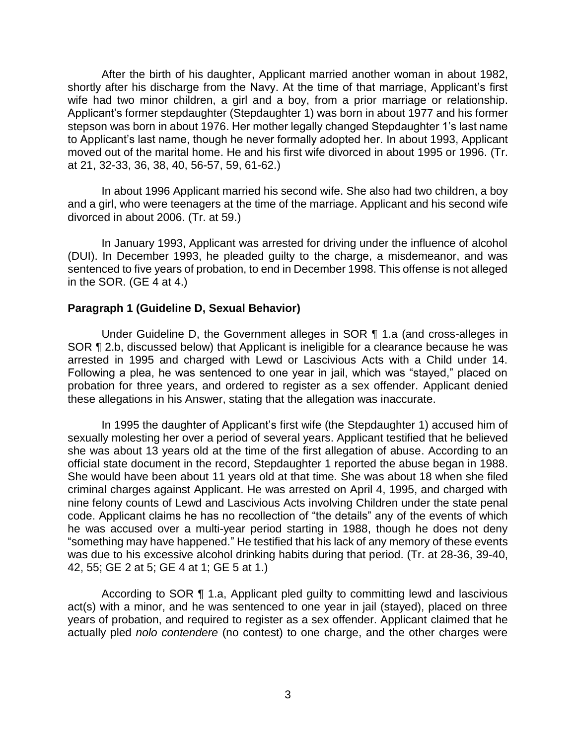After the birth of his daughter, Applicant married another woman in about 1982, shortly after his discharge from the Navy. At the time of that marriage, Applicant's first wife had two minor children, a girl and a boy, from a prior marriage or relationship. Applicant's former stepdaughter (Stepdaughter 1) was born in about 1977 and his former stepson was born in about 1976. Her mother legally changed Stepdaughter 1's last name to Applicant's last name, though he never formally adopted her. In about 1993, Applicant moved out of the marital home. He and his first wife divorced in about 1995 or 1996. (Tr. at 21, 32-33, 36, 38, 40, 56-57, 59, 61-62.)

In about 1996 Applicant married his second wife. She also had two children, a boy and a girl, who were teenagers at the time of the marriage. Applicant and his second wife divorced in about 2006. (Tr. at 59.)

In January 1993, Applicant was arrested for driving under the influence of alcohol (DUI). In December 1993, he pleaded guilty to the charge, a misdemeanor, and was sentenced to five years of probation, to end in December 1998. This offense is not alleged in the SOR. (GE 4 at 4.)

**Paragraph 1 (Guideline D, Sexual Behavior)**

Under Guideline D, the Government alleges in SOR ¶ 1.a (and cross-alleges in SOR ¶ 2.b, discussed below) that Applicant is ineligible for a clearance because he was arrested in 1995 and charged with Lewd or Lascivious Acts with a Child under 14. Following a plea, he was sentenced to one year in jail, which was "stayed," placed on probation for three years, and ordered to register as a sex offender. Applicant denied these allegations in his Answer, stating that the allegation was inaccurate.

In 1995 the daughter of Applicant's first wife (the Stepdaughter 1) accused him of sexually molesting her over a period of several years. Applicant testified that he believed she was about 13 years old at the time of the first allegation of abuse. According to an official state document in the record, Stepdaughter 1 reported the abuse began in 1988. She would have been about 11 years old at that time. She was about 18 when she filed criminal charges against Applicant. He was arrested on April 4, 1995, and charged with nine felony counts of Lewd and Lascivious Acts involving Children under the state penal code. Applicant claims he has no recollection of "the details" any of the events of which he was accused over a multi-year period starting in 1988, though he does not deny "something may have happened." He testified that his lack of any memory of these events was due to his excessive alcohol drinking habits during that period. (Tr. at 28-36, 39-40, 42, 55; GE 2 at 5; GE 4 at 1; GE 5 at 1.)

According to SOR ¶ 1.a, Applicant pled guilty to committing lewd and lascivious act(s) with a minor, and he was sentenced to one year in jail (stayed), placed on three years of probation, and required to register as a sex offender. Applicant claimed that he actually pled *nolo contendere* (no contest) to one charge, and the other charges were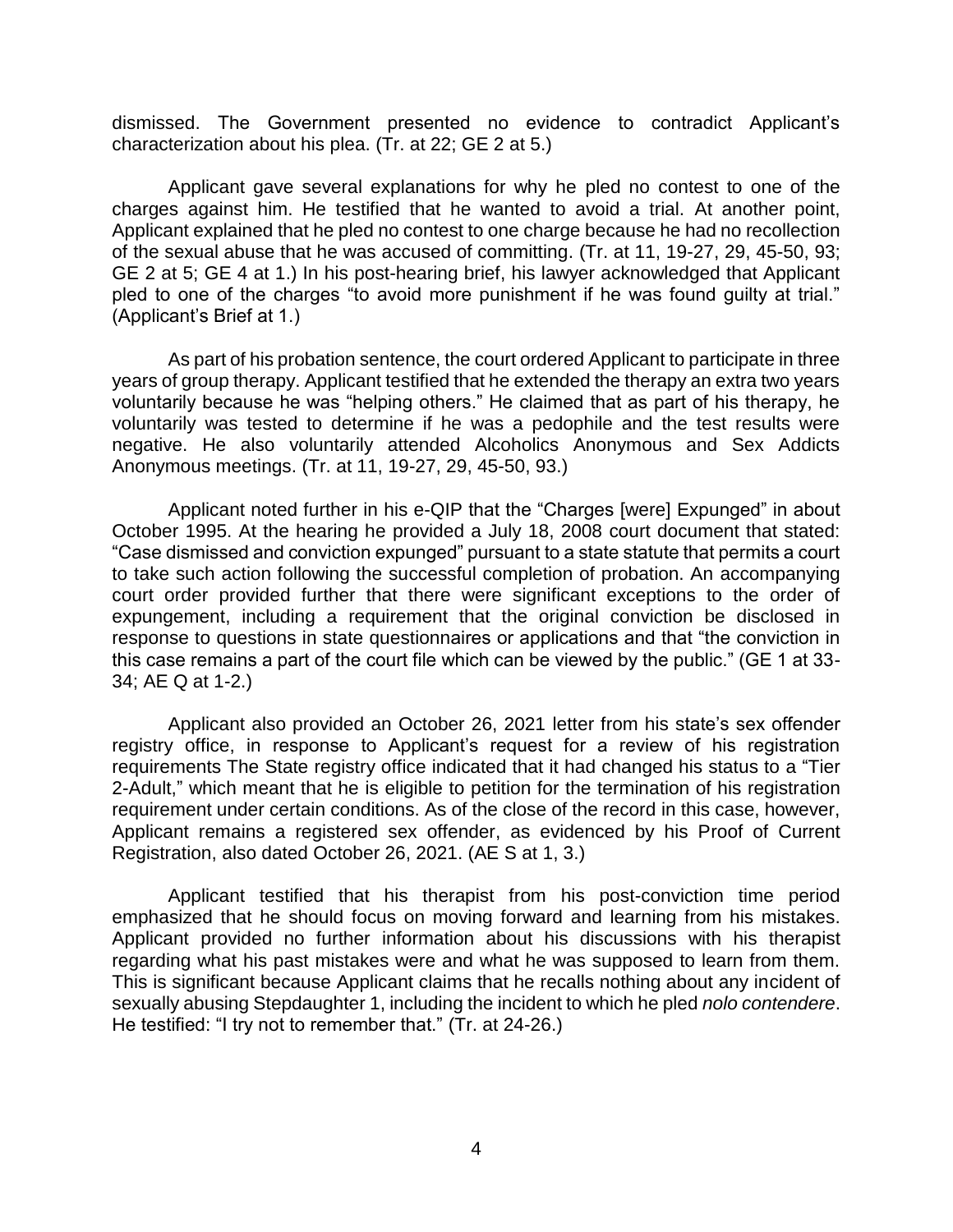dismissed. The Government presented no evidence to contradict Applicant's characterization about his plea. (Tr. at 22; GE 2 at 5.)

Applicant gave several explanations for why he pled no contest to one of the charges against him. He testified that he wanted to avoid a trial. At another point, Applicant explained that he pled no contest to one charge because he had no recollection of the sexual abuse that he was accused of committing. (Tr. at 11, 19-27, 29, 45-50, 93; GE 2 at 5; GE 4 at 1.) In his post-hearing brief, his lawyer acknowledged that Applicant pled to one of the charges "to avoid more punishment if he was found guilty at trial." (Applicant's Brief at 1.)

As part of his probation sentence, the court ordered Applicant to participate in three years of group therapy. Applicant testified that he extended the therapy an extra two years voluntarily because he was "helping others." He claimed that as part of his therapy, he voluntarily was tested to determine if he was a pedophile and the test results were negative. He also voluntarily attended Alcoholics Anonymous and Sex Addicts Anonymous meetings. (Tr. at 11, 19-27, 29, 45-50, 93.)

Applicant noted further in his e-QIP that the "Charges [were] Expunged" in about October 1995. At the hearing he provided a July 18, 2008 court document that stated: "Case dismissed and conviction expunged" pursuant to a state statute that permits a court to take such action following the successful completion of probation. An accompanying court order provided further that there were significant exceptions to the order of expungement, including a requirement that the original conviction be disclosed in response to questions in state questionnaires or applications and that "the conviction in this case remains a part of the court file which can be viewed by the public." (GE 1 at 33-34; AE Q at 1-2.)

Applicant also provided an October 26, 2021 letter from his state's sex offender registry office, in response to Applicant's request for a review of his registration requirements The State registry office indicated that it had changed his status to a "Tier 2-Adult," which meant that he is eligible to petition for the termination of his registration requirement under certain conditions. As of the close of the record in this case, however, Applicant remains a registered sex offender, as evidenced by his Proof of Current Registration, also dated October 26, 2021. (AE S at 1, 3.)

Applicant testified that his therapist from his post-conviction time period emphasized that he should focus on moving forward and learning from his mistakes. Applicant provided no further information about his discussions with his therapist regarding what his past mistakes were and what he was supposed to learn from them. This is significant because Applicant claims that he recalls nothing about any incident of sexually abusing Stepdaughter 1, including the incident to which he pled *nolo contendere*. He testified: "I try not to remember that." (Tr. at 24-26.)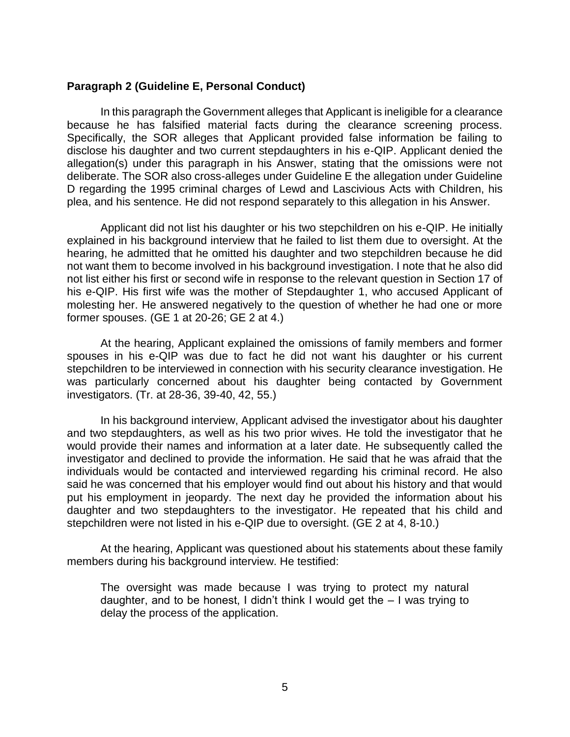**Paragraph 2 (Guideline E, Personal Conduct)**

In this paragraph the Government alleges that Applicant is ineligible for a clearance because he has falsified material facts during the clearance screening process. Specifically, the SOR alleges that Applicant provided false information be failing to disclose his daughter and two current stepdaughters in his e-QIP. Applicant denied the allegation(s) under this paragraph in his Answer, stating that the omissions were not deliberate. The SOR also cross-alleges under Guideline E the allegation under Guideline D regarding the 1995 criminal charges of Lewd and Lascivious Acts with Children, his plea, and his sentence. He did not respond separately to this allegation in his Answer.

Applicant did not list his daughter or his two stepchildren on his e-QIP. He initially explained in his background interview that he failed to list them due to oversight. At the hearing, he admitted that he omitted his daughter and two stepchildren because he did not want them to become involved in his background investigation. I note that he also did not list either his first or second wife in response to the relevant question in Section 17 of his e-QIP. His first wife was the mother of Stepdaughter 1, who accused Applicant of molesting her. He answered negatively to the question of whether he had one or more former spouses. (GE 1 at 20-26; GE 2 at 4.)

At the hearing, Applicant explained the omissions of family members and former spouses in his e-QIP was due to fact he did not want his daughter or his current stepchildren to be interviewed in connection with his security clearance investigation. He was particularly concerned about his daughter being contacted by Government investigators. (Tr. at 28-36, 39-40, 42, 55.)

In his background interview, Applicant advised the investigator about his daughter and two stepdaughters, as well as his two prior wives. He told the investigator that he would provide their names and information at a later date. He subsequently called the investigator and declined to provide the information. He said that he was afraid that the individuals would be contacted and interviewed regarding his criminal record. He also said he was concerned that his employer would find out about his history and that would put his employment in jeopardy. The next day he provided the information about his daughter and two stepdaughters to the investigator. He repeated that his child and stepchildren were not listed in his e-QIP due to oversight. (GE 2 at 4, 8-10.)

At the hearing, Applicant was questioned about his statements about these family members during his background interview. He testified:

> The oversight was made because I was trying to protect my natural daughter, and to be honest, I didn't think I would get the – I was trying to delay the process of the application.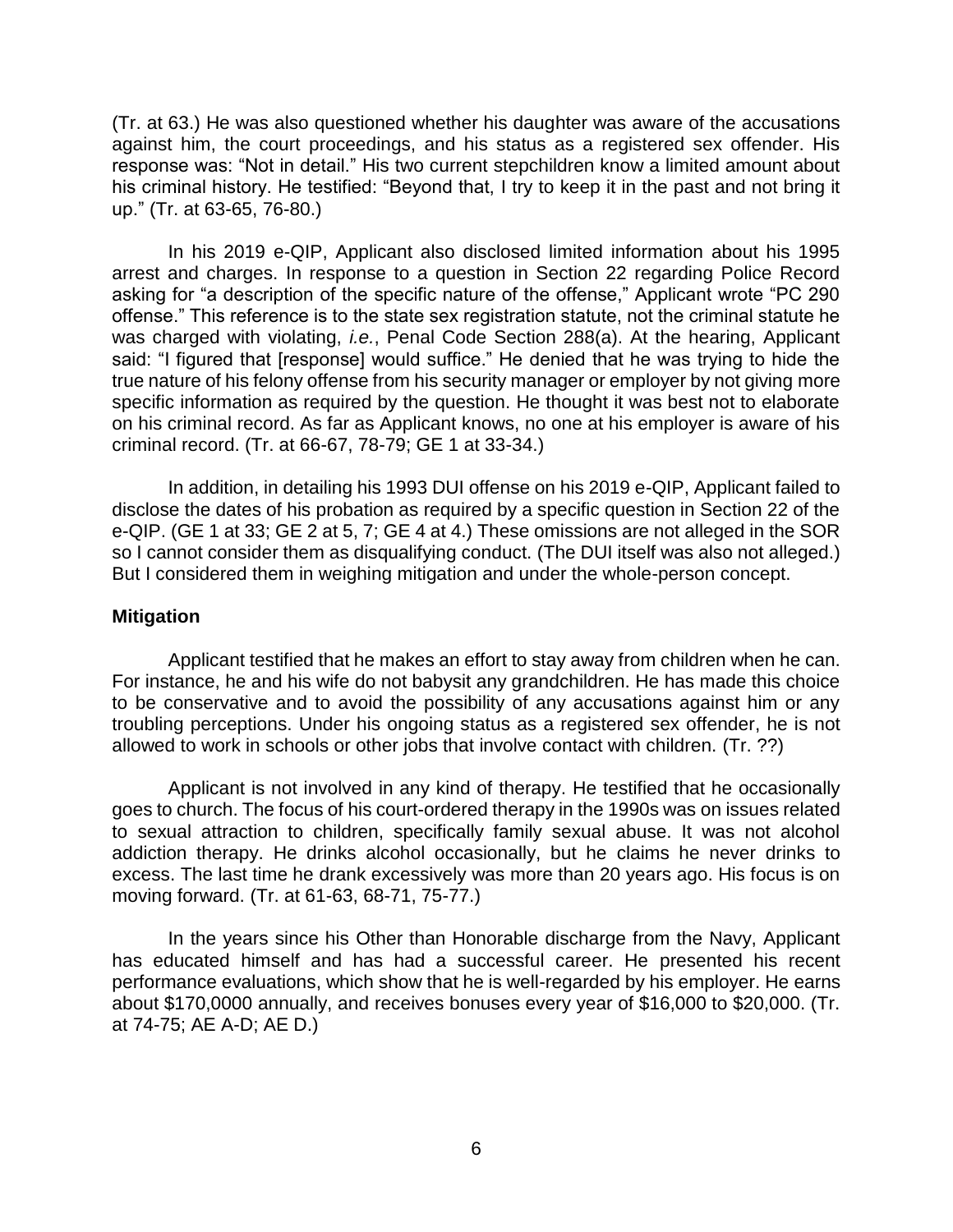(Tr. at 63.) He was also questioned whether his daughter was aware of the accusations against him, the court proceedings, and his status as a registered sex offender. His response was: "Not in detail." His two current stepchildren know a limited amount about his criminal history. He testified: "Beyond that, I try to keep it in the past and not bring it up." (Tr. at 63-65, 76-80.)

In his 2019 e-QIP, Applicant also disclosed limited information about his 1995 arrest and charges. In response to a question in Section 22 regarding Police Record asking for "a description of the specific nature of the offense," Applicant wrote "PC 290 offense." This reference is to the state sex registration statute, not the criminal statute he was charged with violating, *i.e.*, Penal Code Section 288(a). At the hearing, Applicant said: "I figured that [response] would suffice." He denied that he was trying to hide the true nature of his felony offense from his security manager or employer by not giving more specific information as required by the question. He thought it was best not to elaborate on his criminal record. As far as Applicant knows, no one at his employer is aware of his criminal record. (Tr. at 66-67, 78-79; GE 1 at 33-34.)

In addition, in detailing his 1993 DUI offense on his 2019 e-QIP, Applicant failed to disclose the dates of his probation as required by a specific question in Section 22 of the e-QIP. (GE 1 at 33; GE 2 at 5, 7; GE 4 at 4.) These omissions are not alleged in the SOR so I cannot consider them as disqualifying conduct. (The DUI itself was also not alleged.) But I considered them in weighing mitigation and under the whole-person concept.

**Mitigation**

Applicant testified that he makes an effort to stay away from children when he can. For instance, he and his wife do not babysit any grandchildren. He has made this choice to be conservative and to avoid the possibility of any accusations against him or any troubling perceptions. Under his ongoing status as a registered sex offender, he is not allowed to work in schools or other jobs that involve contact with children. (Tr. ??)

Applicant is not involved in any kind of therapy. He testified that he occasionally goes to church. The focus of his court-ordered therapy in the 1990s was on issues related to sexual attraction to children, specifically family sexual abuse. It was not alcohol addiction therapy. He drinks alcohol occasionally, but he claims he never drinks to excess. The last time he drank excessively was more than 20 years ago. His focus is on moving forward. (Tr. at 61-63, 68-71, 75-77.)

In the years since his Other than Honorable discharge from the Navy, Applicant has educated himself and has had a successful career. He presented his recent performance evaluations, which show that he is well-regarded by his employer. He earns about $170,0000 annually, and receives bonuses every year of $16,000 to $20,000. (Tr. at 74-75; AE A-D; AE D.)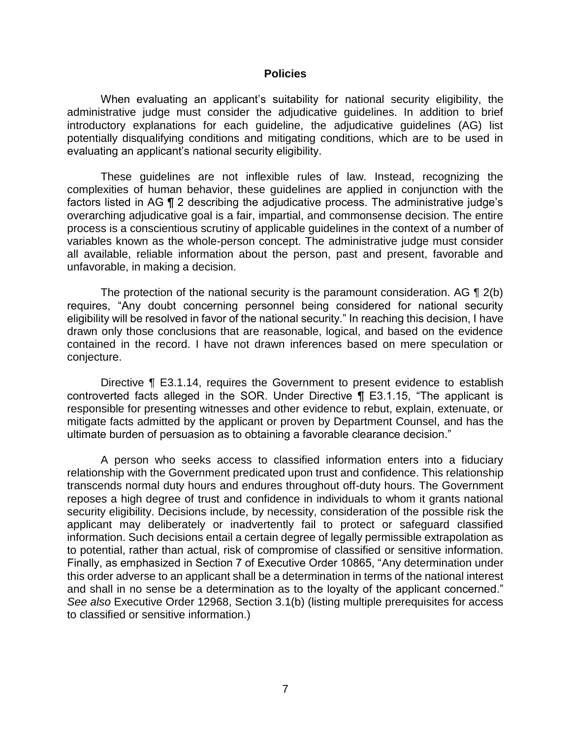## Policies

When evaluating an applicant's suitability for national security eligibility, the administrative judge must consider the adjudicative guidelines. In addition to brief introductory explanations for each guideline, the adjudicative guidelines (AG) list potentially disqualifying conditions and mitigating conditions, which are to be used in evaluating an applicant's national security eligibility.

These guidelines are not inflexible rules of law. Instead, recognizing the complexities of human behavior, these guidelines are applied in conjunction with the factors listed in AG ¶ 2 describing the adjudicative process. The administrative judge's overarching adjudicative goal is a fair, impartial, and commonsense decision. The entire process is a conscientious scrutiny of applicable guidelines in the context of a number of variables known as the whole-person concept. The administrative judge must consider all available, reliable information about the person, past and present, favorable and unfavorable, in making a decision.

The protection of the national security is the paramount consideration. AG ¶ 2(b) requires, "Any doubt concerning personnel being considered for national security eligibility will be resolved in favor of the national security." In reaching this decision, I have drawn only those conclusions that are reasonable, logical, and based on the evidence contained in the record. I have not drawn inferences based on mere speculation or conjecture.

Directive ¶ E3.1.14, requires the Government to present evidence to establish controverted facts alleged in the SOR. Under Directive ¶ E3.1.15, "The applicant is responsible for presenting witnesses and other evidence to rebut, explain, extenuate, or mitigate facts admitted by the applicant or proven by Department Counsel, and has the ultimate burden of persuasion as to obtaining a favorable clearance decision."

A person who seeks access to classified information enters into a fiduciary relationship with the Government predicated upon trust and confidence. This relationship transcends normal duty hours and endures throughout off-duty hours. The Government reposes a high degree of trust and confidence in individuals to whom it grants national security eligibility. Decisions include, by necessity, consideration of the possible risk the applicant may deliberately or inadvertently fail to protect or safeguard classified information. Such decisions entail a certain degree of legally permissible extrapolation as to potential, rather than actual, risk of compromise of classified or sensitive information. Finally, as emphasized in Section 7 of Executive Order 10865, "Any determination under this order adverse to an applicant shall be a determination in terms of the national interest and shall in no sense be a determination as to the loyalty of the applicant concerned." *See also* Executive Order 12968, Section 3.1(b) (listing multiple prerequisites for access to classified or sensitive information.)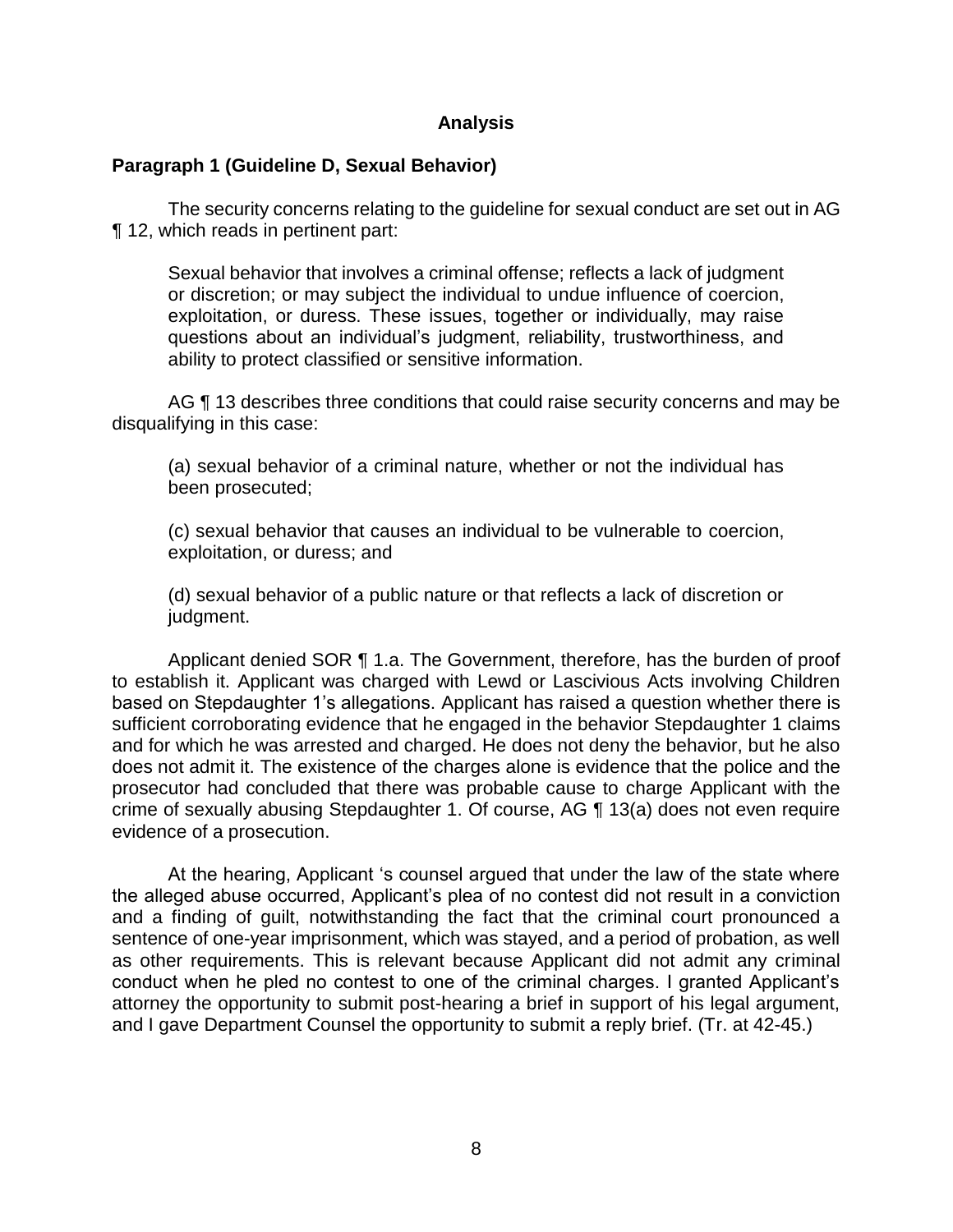## Analysis

### Paragraph 1 (Guideline D, Sexual Behavior)

The security concerns relating to the guideline for sexual conduct are set out in AG ¶ 12, which reads in pertinent part:

> Sexual behavior that involves a criminal offense; reflects a lack of judgment or discretion; or may subject the individual to undue influence of coercion, exploitation, or duress. These issues, together or individually, may raise questions about an individual's judgment, reliability, trustworthiness, and ability to protect classified or sensitive information.

AG ¶ 13 describes three conditions that could raise security concerns and may be disqualifying in this case:

> (a) sexual behavior of a criminal nature, whether or not the individual has been prosecuted;
>
> (c) sexual behavior that causes an individual to be vulnerable to coercion, exploitation, or duress; and
>
> (d) sexual behavior of a public nature or that reflects a lack of discretion or judgment.

Applicant denied SOR ¶ 1.a. The Government, therefore, has the burden of proof to establish it. Applicant was charged with Lewd or Lascivious Acts involving Children based on Stepdaughter 1's allegations. Applicant has raised a question whether there is sufficient corroborating evidence that he engaged in the behavior Stepdaughter 1 claims and for which he was arrested and charged. He does not deny the behavior, but he also does not admit it. The existence of the charges alone is evidence that the police and the prosecutor had concluded that there was probable cause to charge Applicant with the crime of sexually abusing Stepdaughter 1. Of course, AG ¶ 13(a) does not even require evidence of a prosecution.

At the hearing, Applicant 's counsel argued that under the law of the state where the alleged abuse occurred, Applicant's plea of no contest did not result in a conviction and a finding of guilt, notwithstanding the fact that the criminal court pronounced a sentence of one-year imprisonment, which was stayed, and a period of probation, as well as other requirements. This is relevant because Applicant did not admit any criminal conduct when he pled no contest to one of the criminal charges. I granted Applicant's attorney the opportunity to submit post-hearing a brief in support of his legal argument, and I gave Department Counsel the opportunity to submit a reply brief. (Tr. at 42-45.)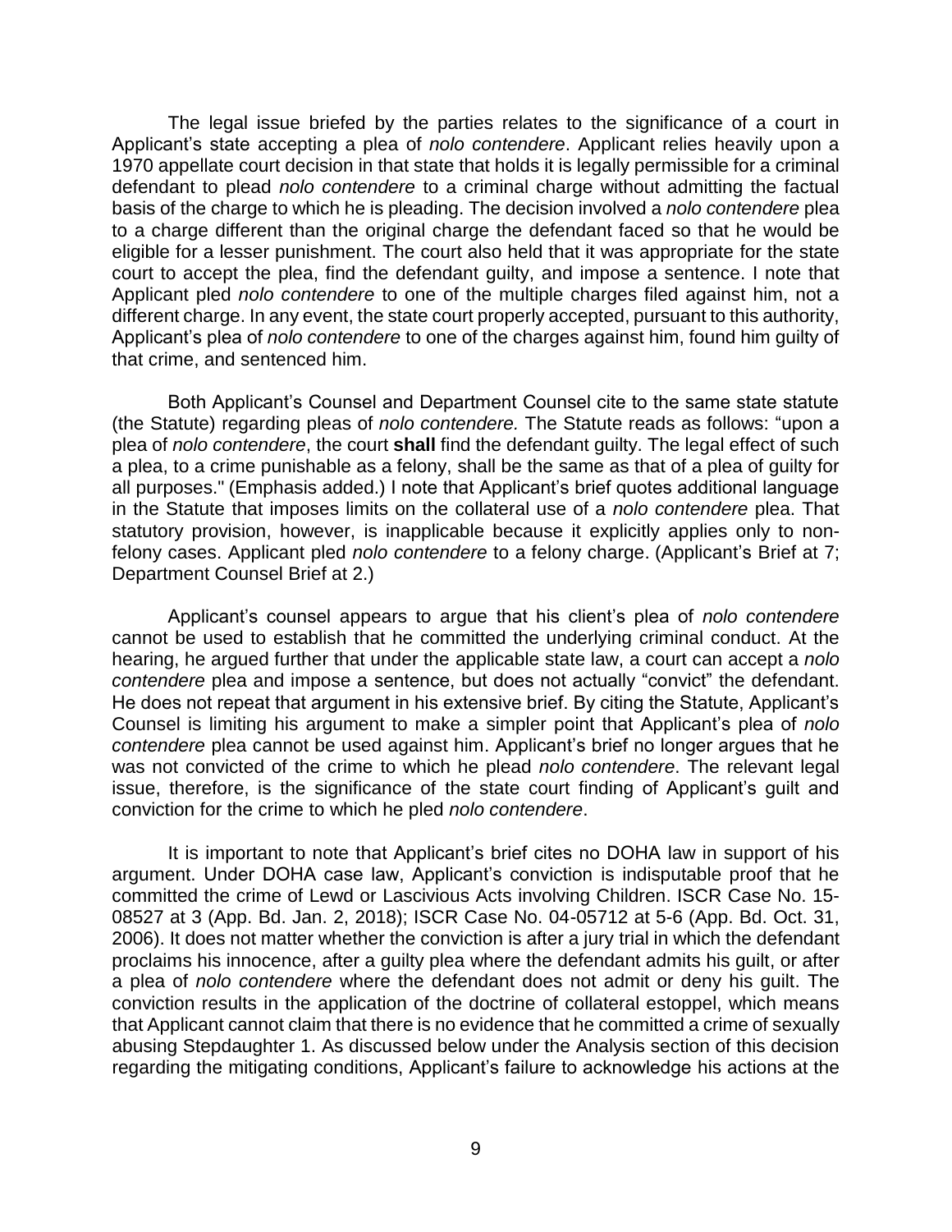The legal issue briefed by the parties relates to the significance of a court in Applicant's state accepting a plea of *nolo contendere*. Applicant relies heavily upon a 1970 appellate court decision in that state that holds it is legally permissible for a criminal defendant to plead *nolo contendere* to a criminal charge without admitting the factual basis of the charge to which he is pleading. The decision involved a *nolo contendere* plea to a charge different than the original charge the defendant faced so that he would be eligible for a lesser punishment. The court also held that it was appropriate for the state court to accept the plea, find the defendant guilty, and impose a sentence. I note that Applicant pled *nolo contendere* to one of the multiple charges filed against him, not a different charge. In any event, the state court properly accepted, pursuant to this authority, Applicant's plea of *nolo contendere* to one of the charges against him, found him guilty of that crime, and sentenced him.

Both Applicant's Counsel and Department Counsel cite to the same state statute (the Statute) regarding pleas of *nolo contendere.* The Statute reads as follows: "upon a plea of *nolo contendere*, the court **shall** find the defendant guilty. The legal effect of such a plea, to a crime punishable as a felony, shall be the same as that of a plea of guilty for all purposes." (Emphasis added.) I note that Applicant's brief quotes additional language in the Statute that imposes limits on the collateral use of a *nolo contendere* plea. That statutory provision, however, is inapplicable because it explicitly applies only to non-felony cases. Applicant pled *nolo contendere* to a felony charge. (Applicant's Brief at 7; Department Counsel Brief at 2.)

Applicant's counsel appears to argue that his client's plea of *nolo contendere* cannot be used to establish that he committed the underlying criminal conduct. At the hearing, he argued further that under the applicable state law, a court can accept a *nolo contendere* plea and impose a sentence, but does not actually "convict" the defendant. He does not repeat that argument in his extensive brief. By citing the Statute, Applicant's Counsel is limiting his argument to make a simpler point that Applicant's plea of *nolo contendere* plea cannot be used against him. Applicant's brief no longer argues that he was not convicted of the crime to which he plead *nolo contendere*. The relevant legal issue, therefore, is the significance of the state court finding of Applicant's guilt and conviction for the crime to which he pled *nolo contendere*.

It is important to note that Applicant's brief cites no DOHA law in support of his argument. Under DOHA case law, Applicant's conviction is indisputable proof that he committed the crime of Lewd or Lascivious Acts involving Children. ISCR Case No. 15-08527 at 3 (App. Bd. Jan. 2, 2018); ISCR Case No. 04-05712 at 5-6 (App. Bd. Oct. 31, 2006). It does not matter whether the conviction is after a jury trial in which the defendant proclaims his innocence, after a guilty plea where the defendant admits his guilt, or after a plea of *nolo contendere* where the defendant does not admit or deny his guilt. The conviction results in the application of the doctrine of collateral estoppel, which means that Applicant cannot claim that there is no evidence that he committed a crime of sexually abusing Stepdaughter 1. As discussed below under the Analysis section of this decision regarding the mitigating conditions, Applicant's failure to acknowledge his actions at the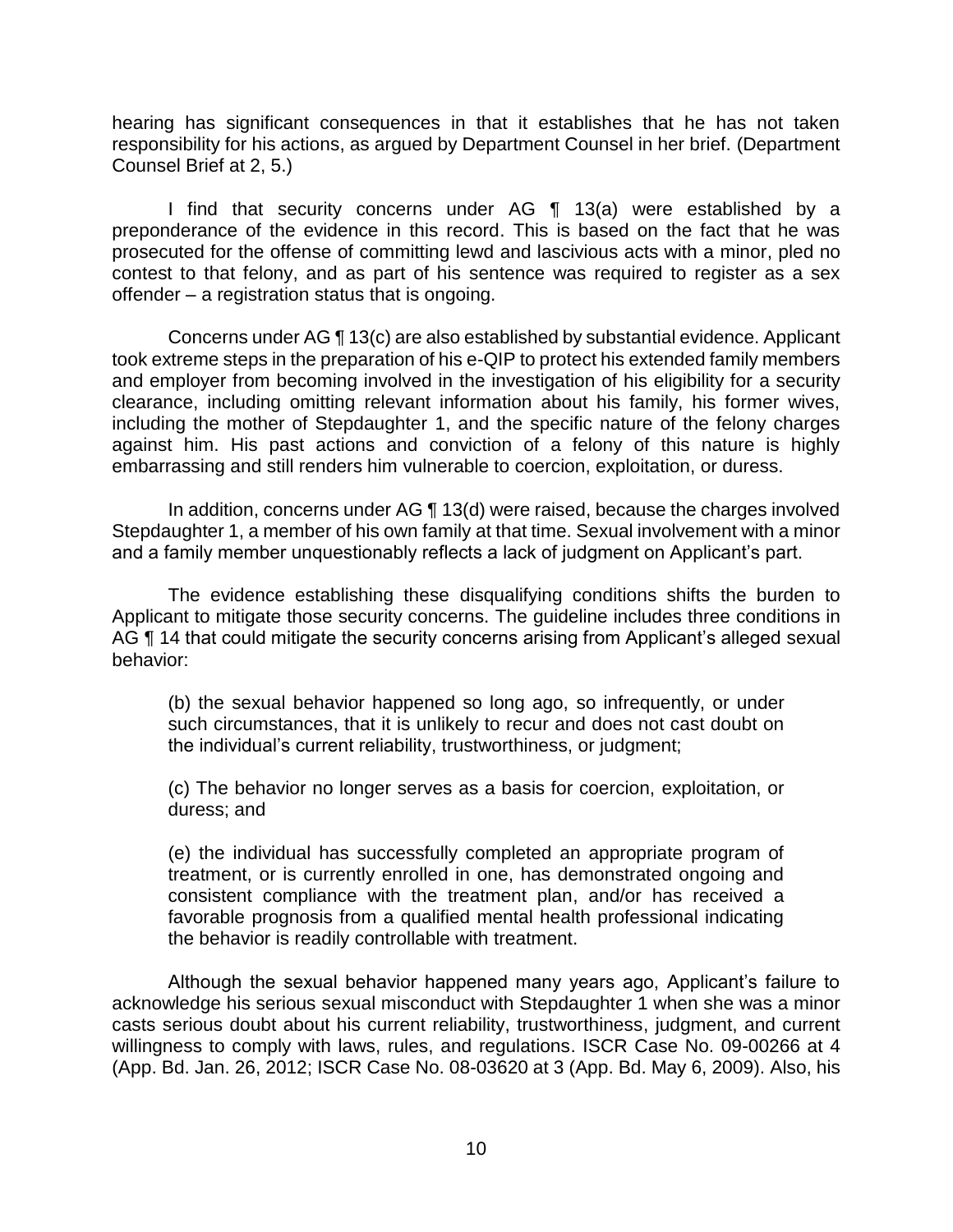hearing has significant consequences in that it establishes that he has not taken responsibility for his actions, as argued by Department Counsel in her brief. (Department Counsel Brief at 2, 5.)

I find that security concerns under AG ¶ 13(a) were established by a preponderance of the evidence in this record. This is based on the fact that he was prosecuted for the offense of committing lewd and lascivious acts with a minor, pled no contest to that felony, and as part of his sentence was required to register as a sex offender – a registration status that is ongoing.

Concerns under AG ¶ 13(c) are also established by substantial evidence. Applicant took extreme steps in the preparation of his e-QIP to protect his extended family members and employer from becoming involved in the investigation of his eligibility for a security clearance, including omitting relevant information about his family, his former wives, including the mother of Stepdaughter 1, and the specific nature of the felony charges against him. His past actions and conviction of a felony of this nature is highly embarrassing and still renders him vulnerable to coercion, exploitation, or duress.

In addition, concerns under AG ¶ 13(d) were raised, because the charges involved Stepdaughter 1, a member of his own family at that time. Sexual involvement with a minor and a family member unquestionably reflects a lack of judgment on Applicant's part.

The evidence establishing these disqualifying conditions shifts the burden to Applicant to mitigate those security concerns. The guideline includes three conditions in AG ¶ 14 that could mitigate the security concerns arising from Applicant's alleged sexual behavior:

> (b) the sexual behavior happened so long ago, so infrequently, or under such circumstances, that it is unlikely to recur and does not cast doubt on the individual's current reliability, trustworthiness, or judgment;
>
> (c) The behavior no longer serves as a basis for coercion, exploitation, or duress; and
>
> (e) the individual has successfully completed an appropriate program of treatment, or is currently enrolled in one, has demonstrated ongoing and consistent compliance with the treatment plan, and/or has received a favorable prognosis from a qualified mental health professional indicating the behavior is readily controllable with treatment.

Although the sexual behavior happened many years ago, Applicant's failure to acknowledge his serious sexual misconduct with Stepdaughter 1 when she was a minor casts serious doubt about his current reliability, trustworthiness, judgment, and current willingness to comply with laws, rules, and regulations. ISCR Case No. 09-00266 at 4 (App. Bd. Jan. 26, 2012; ISCR Case No. 08-03620 at 3 (App. Bd. May 6, 2009). Also, his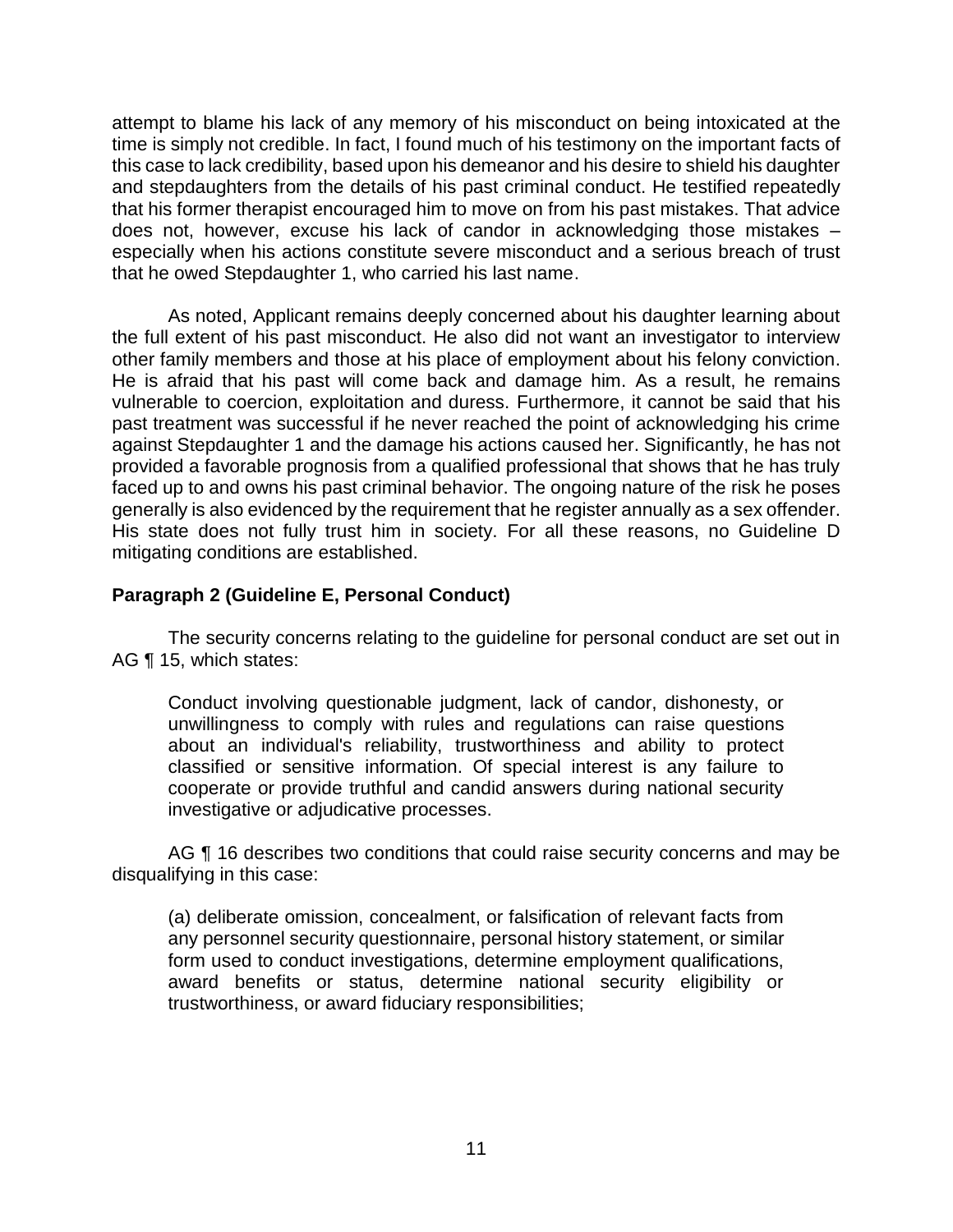attempt to blame his lack of any memory of his misconduct on being intoxicated at the time is simply not credible. In fact, I found much of his testimony on the important facts of this case to lack credibility, based upon his demeanor and his desire to shield his daughter and stepdaughters from the details of his past criminal conduct. He testified repeatedly that his former therapist encouraged him to move on from his past mistakes. That advice does not, however, excuse his lack of candor in acknowledging those mistakes – especially when his actions constitute severe misconduct and a serious breach of trust that he owed Stepdaughter 1, who carried his last name.

As noted, Applicant remains deeply concerned about his daughter learning about the full extent of his past misconduct. He also did not want an investigator to interview other family members and those at his place of employment about his felony conviction. He is afraid that his past will come back and damage him. As a result, he remains vulnerable to coercion, exploitation and duress. Furthermore, it cannot be said that his past treatment was successful if he never reached the point of acknowledging his crime against Stepdaughter 1 and the damage his actions caused her. Significantly, he has not provided a favorable prognosis from a qualified professional that shows that he has truly faced up to and owns his past criminal behavior. The ongoing nature of the risk he poses generally is also evidenced by the requirement that he register annually as a sex offender. His state does not fully trust him in society. For all these reasons, no Guideline D mitigating conditions are established.

**Paragraph 2 (Guideline E, Personal Conduct)**

The security concerns relating to the guideline for personal conduct are set out in AG ¶ 15, which states:

> Conduct involving questionable judgment, lack of candor, dishonesty, or unwillingness to comply with rules and regulations can raise questions about an individual's reliability, trustworthiness and ability to protect classified or sensitive information. Of special interest is any failure to cooperate or provide truthful and candid answers during national security investigative or adjudicative processes.

AG ¶ 16 describes two conditions that could raise security concerns and may be disqualifying in this case:

> (a) deliberate omission, concealment, or falsification of relevant facts from any personnel security questionnaire, personal history statement, or similar form used to conduct investigations, determine employment qualifications, award benefits or status, determine national security eligibility or trustworthiness, or award fiduciary responsibilities;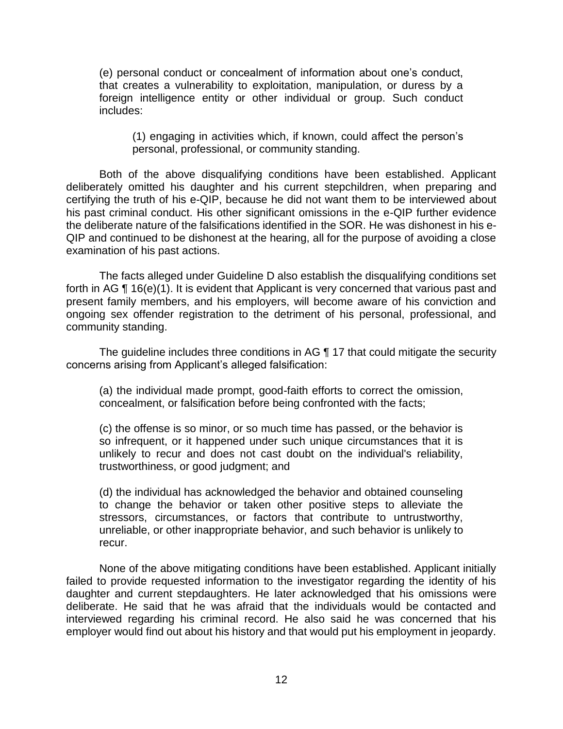(e) personal conduct or concealment of information about one's conduct, that creates a vulnerability to exploitation, manipulation, or duress by a foreign intelligence entity or other individual or group. Such conduct includes:

> (1) engaging in activities which, if known, could affect the person's personal, professional, or community standing.

Both of the above disqualifying conditions have been established. Applicant deliberately omitted his daughter and his current stepchildren, when preparing and certifying the truth of his e-QIP, because he did not want them to be interviewed about his past criminal conduct. His other significant omissions in the e-QIP further evidence the deliberate nature of the falsifications identified in the SOR. He was dishonest in his e-QIP and continued to be dishonest at the hearing, all for the purpose of avoiding a close examination of his past actions.

The facts alleged under Guideline D also establish the disqualifying conditions set forth in AG ¶ 16(e)(1). It is evident that Applicant is very concerned that various past and present family members, and his employers, will become aware of his conviction and ongoing sex offender registration to the detriment of his personal, professional, and community standing.

The guideline includes three conditions in AG ¶ 17 that could mitigate the security concerns arising from Applicant's alleged falsification:

(a) the individual made prompt, good-faith efforts to correct the omission, concealment, or falsification before being confronted with the facts;

(c) the offense is so minor, or so much time has passed, or the behavior is so infrequent, or it happened under such unique circumstances that it is unlikely to recur and does not cast doubt on the individual's reliability, trustworthiness, or good judgment; and

(d) the individual has acknowledged the behavior and obtained counseling to change the behavior or taken other positive steps to alleviate the stressors, circumstances, or factors that contribute to untrustworthy, unreliable, or other inappropriate behavior, and such behavior is unlikely to recur.

None of the above mitigating conditions have been established. Applicant initially failed to provide requested information to the investigator regarding the identity of his daughter and current stepdaughters. He later acknowledged that his omissions were deliberate. He said that he was afraid that the individuals would be contacted and interviewed regarding his criminal record. He also said he was concerned that his employer would find out about his history and that would put his employment in jeopardy.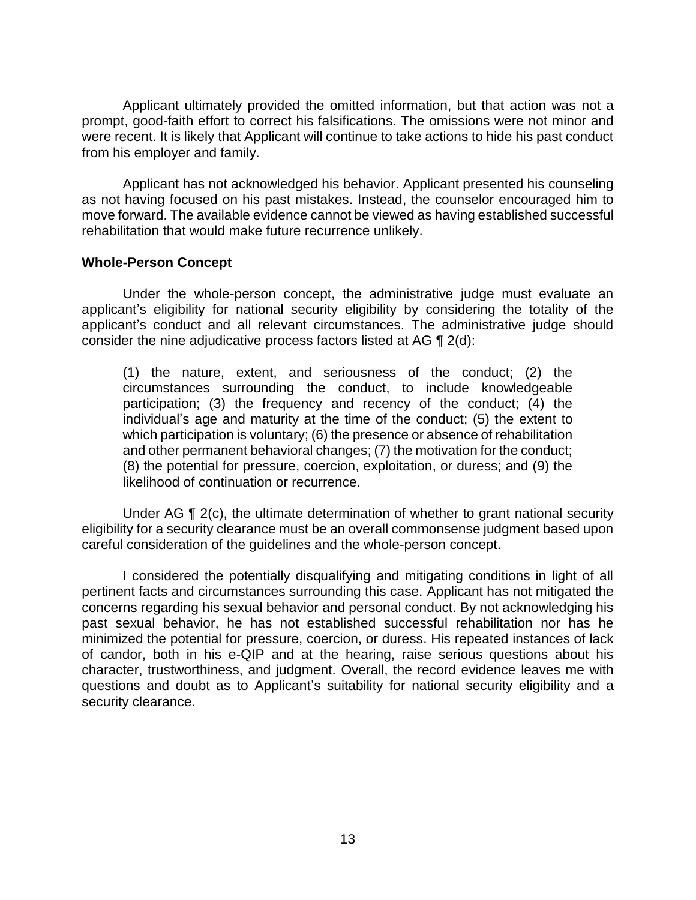Applicant ultimately provided the omitted information, but that action was not a prompt, good-faith effort to correct his falsifications. The omissions were not minor and were recent. It is likely that Applicant will continue to take actions to hide his past conduct from his employer and family.

Applicant has not acknowledged his behavior. Applicant presented his counseling as not having focused on his past mistakes. Instead, the counselor encouraged him to move forward. The available evidence cannot be viewed as having established successful rehabilitation that would make future recurrence unlikely.

**Whole-Person Concept**

Under the whole-person concept, the administrative judge must evaluate an applicant's eligibility for national security eligibility by considering the totality of the applicant's conduct and all relevant circumstances. The administrative judge should consider the nine adjudicative process factors listed at AG ¶ 2(d):

> (1) the nature, extent, and seriousness of the conduct; (2) the circumstances surrounding the conduct, to include knowledgeable participation; (3) the frequency and recency of the conduct; (4) the individual's age and maturity at the time of the conduct; (5) the extent to which participation is voluntary; (6) the presence or absence of rehabilitation and other permanent behavioral changes; (7) the motivation for the conduct; (8) the potential for pressure, coercion, exploitation, or duress; and (9) the likelihood of continuation or recurrence.

Under AG ¶ 2(c), the ultimate determination of whether to grant national security eligibility for a security clearance must be an overall commonsense judgment based upon careful consideration of the guidelines and the whole-person concept.

I considered the potentially disqualifying and mitigating conditions in light of all pertinent facts and circumstances surrounding this case. Applicant has not mitigated the concerns regarding his sexual behavior and personal conduct. By not acknowledging his past sexual behavior, he has not established successful rehabilitation nor has he minimized the potential for pressure, coercion, or duress. His repeated instances of lack of candor, both in his e-QIP and at the hearing, raise serious questions about his character, trustworthiness, and judgment. Overall, the record evidence leaves me with questions and doubt as to Applicant's suitability for national security eligibility and a security clearance.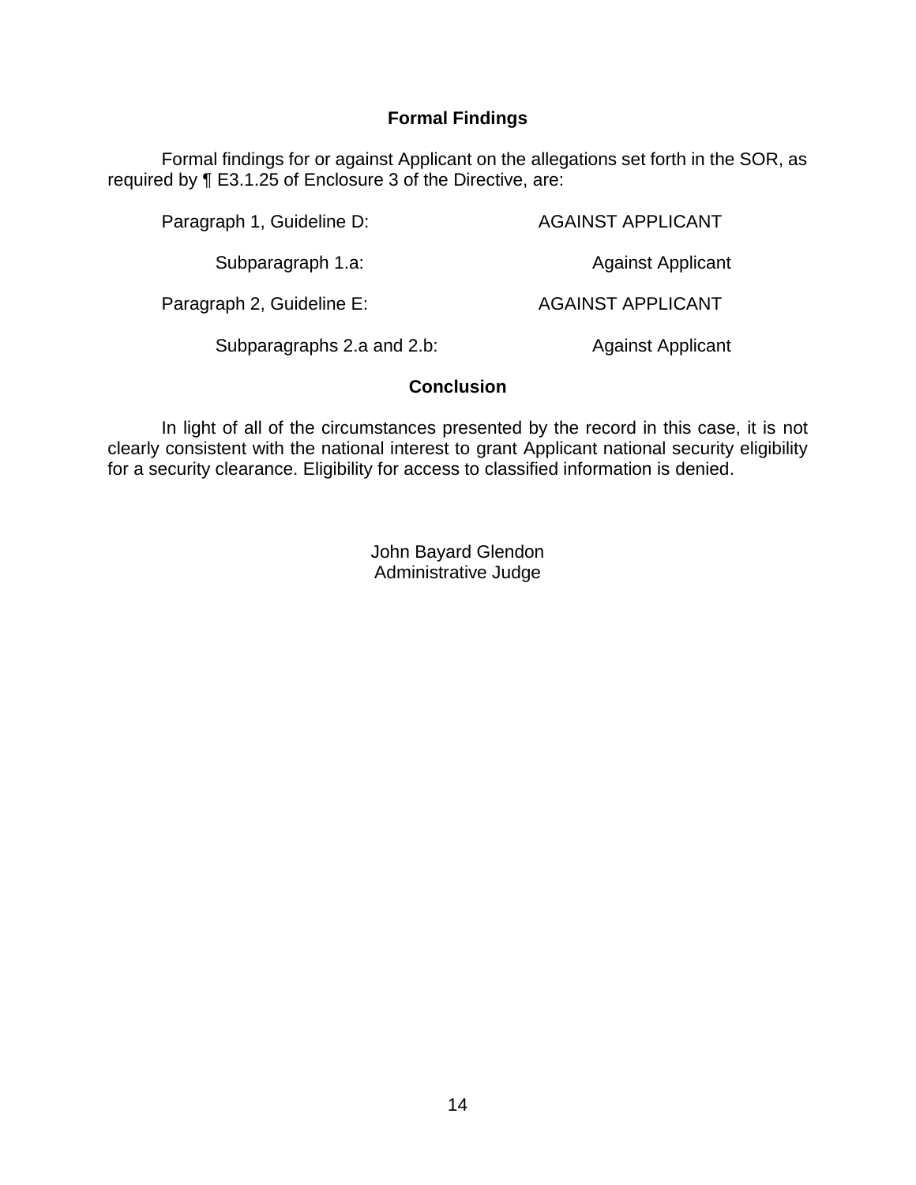## Formal Findings

Formal findings for or against Applicant on the allegations set forth in the SOR, as required by ¶ E3.1.25 of Enclosure 3 of the Directive, are:

| | |
|---|---|
| Paragraph 1, Guideline D: | AGAINST APPLICANT |
| Subparagraph 1.a: | Against Applicant |
| Paragraph 2, Guideline E: | AGAINST APPLICANT |
| Subparagraphs 2.a and 2.b: | Against Applicant |

## Conclusion

In light of all of the circumstances presented by the record in this case, it is not clearly consistent with the national interest to grant Applicant national security eligibility for a security clearance. Eligibility for access to classified information is denied.

John Bayard Glendon
Administrative Judge